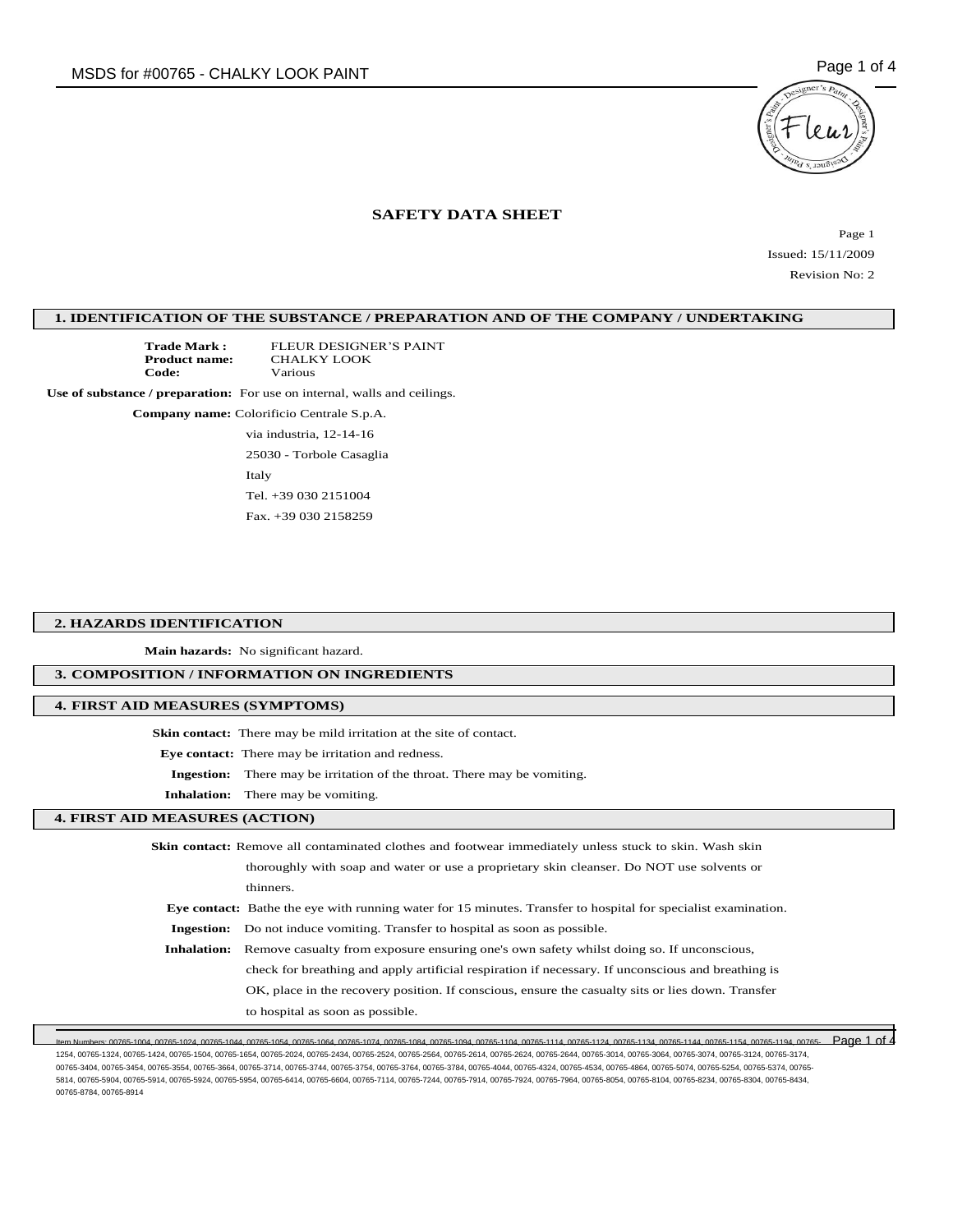## SAFETY DATA SHEET

Page 1

Issued: 15/11/2009

Revision No: 2

### 1. IDENTIFICATION OF THE SUBSTANCE / PREPARATION AND OF THE COMPANY / UNDERTAKING

**Trade Mark :** FLEUR DESIGNER'S PAINT
**Product name:** CHALKY LOOK
**Code:** Various

**Use of substance / preparation:** For use on internal, walls and ceilings.

**Company name:** Colorificio Centrale S.p.A.

via industria, 12-14-16

25030 - Torbole Casaglia

Italy

Tel. +39 030 2151004

Fax. +39 030 2158259

### 2. HAZARDS IDENTIFICATION

**Main hazards:** No significant hazard.

### 3. COMPOSITION / INFORMATION ON INGREDIENTS

### 4. FIRST AID MEASURES (SYMPTOMS)

**Skin contact:** There may be mild irritation at the site of contact.

**Eye contact:** There may be irritation and redness.

**Ingestion:** There may be irritation of the throat. There may be vomiting.

**Inhalation:** There may be vomiting.

### 4. FIRST AID MEASURES (ACTION)

**Skin contact:** Remove all contaminated clothes and footwear immediately unless stuck to skin. Wash skin thoroughly with soap and water or use a proprietary skin cleanser. Do NOT use solvents or thinners.

**Eye contact:** Bathe the eye with running water for 15 minutes. Transfer to hospital for specialist examination.

**Ingestion:** Do not induce vomiting. Transfer to hospital as soon as possible.

**Inhalation:** Remove casualty from exposure ensuring one's own safety whilst doing so. If unconscious, check for breathing and apply artificial respiration if necessary. If unconscious and breathing is OK, place in the recovery position. If conscious, ensure the casualty sits or lies down. Transfer to hospital as soon as possible.

Item Numbers: 00765-1004, 00765-1024, 00765-1044, 00765-1054, 00765-1064, 00765-1074, 00765-1084, 00765-1094, 00765-1104, 00765-1114, 00765-1124, 00765-1134, 00765-1144, 00765-1154, 00765-1194, 00765-1254, 00765-1324, 00765-1424, 00765-1504, 00765-1654, 00765-2024, 00765-2434, 00765-2524, 00765-2564, 00765-2614, 00765-2624, 00765-2644, 00765-3014, 00765-3064, 00765-3074, 00765-3124, 00765-3174, 00765-3404, 00765-3454, 00765-3554, 00765-3664, 00765-3714, 00765-3744, 00765-3754, 00765-3764, 00765-3784, 00765-4044, 00765-4324, 00765-4534, 00765-4864, 00765-5074, 00765-5254, 00765-5374, 00765-5814, 00765-5904, 00765-5914, 00765-5924, 00765-5954, 00765-6414, 00765-6604, 00765-7114, 00765-7244, 00765-7914, 00765-7924, 00765-7964, 00765-8054, 00765-8104, 00765-8234, 00765-8304, 00765-8434, 00765-8784, 00765-8914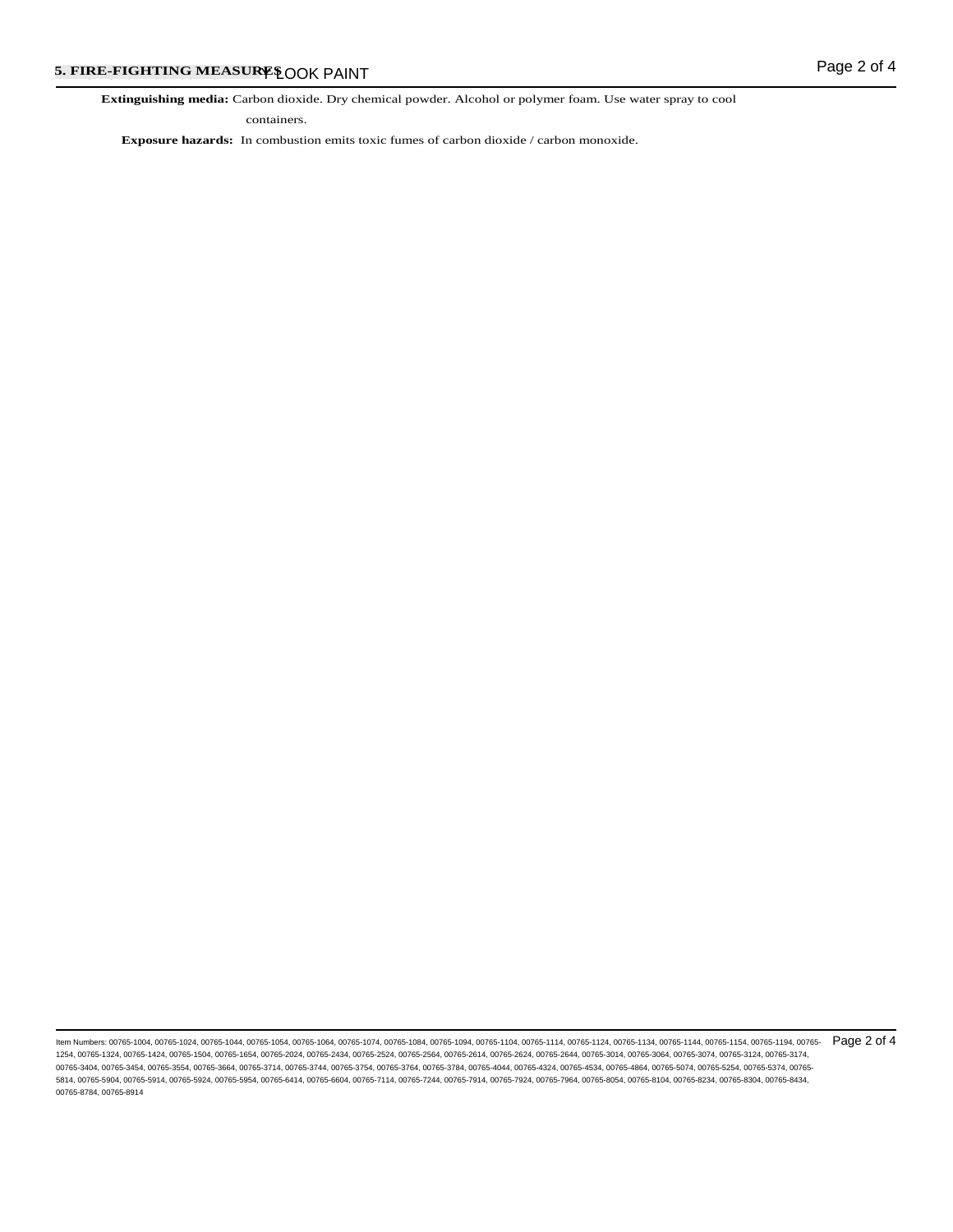## 5. FIRE-FIGHTING MEASURES

**Extinguishing media:** Carbon dioxide. Dry chemical powder. Alcohol or polymer foam. Use water spray to cool containers.

**Exposure hazards:** In combustion emits toxic fumes of carbon dioxide / carbon monoxide.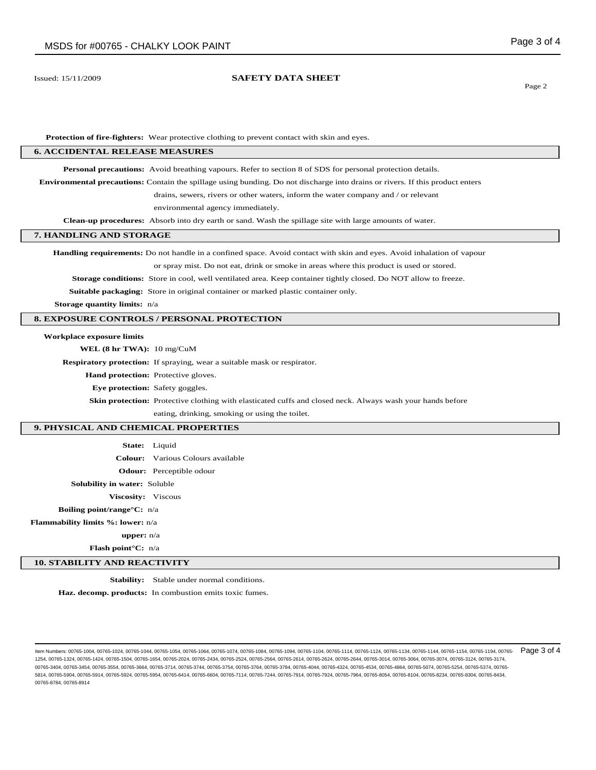**Protection of fire-fighters:** Wear protective clothing to prevent contact with skin and eyes.

## 6. ACCIDENTAL RELEASE MEASURES

**Personal precautions:** Avoid breathing vapours. Refer to section 8 of SDS for personal protection details.

**Environmental precautions:** Contain the spillage using bunding. Do not discharge into drains or rivers. If this product enters drains, sewers, rivers or other waters, inform the water company and / or relevant environmental agency immediately.

**Clean-up procedures:** Absorb into dry earth or sand. Wash the spillage site with large amounts of water.

## 7. HANDLING AND STORAGE

**Handling requirements:** Do not handle in a confined space. Avoid contact with skin and eyes. Avoid inhalation of vapour or spray mist. Do not eat, drink or smoke in areas where this product is used or stored.

**Storage conditions:** Store in cool, well ventilated area. Keep container tightly closed. Do NOT allow to freeze.

**Suitable packaging:** Store in original container or marked plastic container only.

**Storage quantity limits:** n/a

## 8. EXPOSURE CONTROLS / PERSONAL PROTECTION

**Workplace exposure limits**

**WEL (8 hr TWA):** 10 mg/CuM

**Respiratory protection:** If spraying, wear a suitable mask or respirator.

**Hand protection:** Protective gloves.

**Eye protection:** Safety goggles.

**Skin protection:** Protective clothing with elasticated cuffs and closed neck. Always wash your hands before eating, drinking, smoking or using the toilet.

## 9. PHYSICAL AND CHEMICAL PROPERTIES

**State:** Liquid

**Colour:** Various Colours available

**Odour:** Perceptible odour

**Solubility in water:** Soluble

**Viscosity:** Viscous

**Boiling point/range°C:** n/a

**Flammability limits %: lower:** n/a

**upper:** n/a

**Flash point°C:** n/a

## 10. STABILITY AND REACTIVITY

**Stability:** Stable under normal conditions.

**Haz. decomp. products:** In combustion emits toxic fumes.

Item Numbers: 00765-1004, 00765-1024, 00765-1044, 00765-1054, 00765-1064, 00765-1074, 00765-1084, 00765-1094, 00765-1104, 00765-1114, 00765-1124, 00765-1134, 00765-1144, 00765-1154, 00765-1194, 00765-1254, 00765-1324, 00765-1424, 00765-1504, 00765-1654, 00765-2024, 00765-2434, 00765-2524, 00765-2564, 00765-2614, 00765-2624, 00765-2644, 00765-3014, 00765-3064, 00765-3074, 00765-3124, 00765-3174, 00765-3404, 00765-3454, 00765-3554, 00765-3664, 00765-3714, 00765-3744, 00765-3754, 00765-3764, 00765-3784, 00765-4044, 00765-4324, 00765-4534, 00765-4864, 00765-5074, 00765-5254, 00765-5374, 00765-5814, 00765-5904, 00765-5914, 00765-5924, 00765-5954, 00765-6414, 00765-6604, 00765-7114, 00765-7244, 00765-7914, 00765-7924, 00765-7964, 00765-8054, 00765-8104, 00765-8234, 00765-8304, 00765-8434, 00765-8784, 00765-8914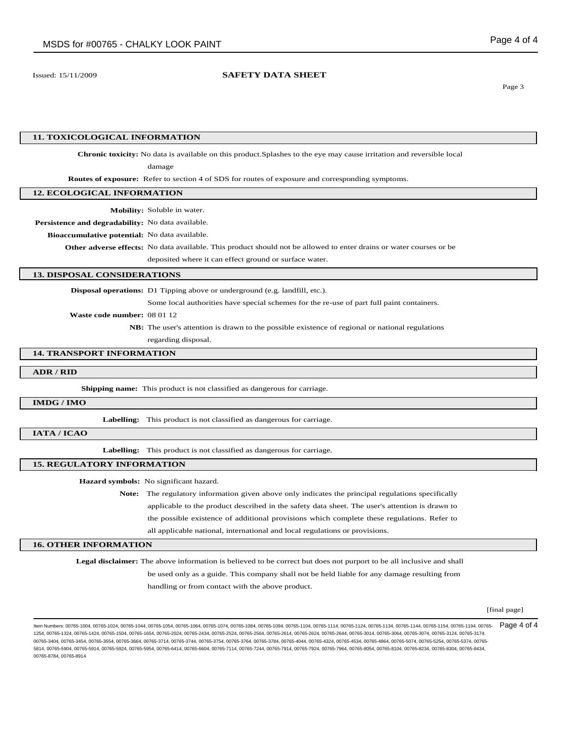Issued: 15/11/2009

**SAFETY DATA SHEET**

## 11. TOXICOLOGICAL INFORMATION

**Chronic toxicity:** No data is available on this product.Splashes to the eye may cause irritation and reversible local damage

**Routes of exposure:** Refer to section 4 of SDS for routes of exposure and corresponding symptoms.

## 12. ECOLOGICAL INFORMATION

**Mobility:** Soluble in water.

**Persistence and degradability:** No data available.

**Bioaccumulative potential:** No data available.

**Other adverse effects:** No data available. This product should not be allowed to enter drains or water courses or be deposited where it can effect ground or surface water.

## 13. DISPOSAL CONSIDERATIONS

**Disposal operations:** D1 Tipping above or underground (e.g. landfill, etc.).

Some local authorities have special schemes for the re-use of part full paint containers.

**Waste code number:** 08 01 12

**NB:** The user's attention is drawn to the possible existence of regional or national regulations regarding disposal.

## 14. TRANSPORT INFORMATION

### ADR / RID

**Shipping name:** This product is not classified as dangerous for carriage.

### IMDG / IMO

**Labelling:** This product is not classified as dangerous for carriage.

### IATA / ICAO

**Labelling:** This product is not classified as dangerous for carriage.

## 15. REGULATORY INFORMATION

**Hazard symbols:** No significant hazard.

**Note:** The regulatory information given above only indicates the principal regulations specifically applicable to the product described in the safety data sheet. The user's attention is drawn to the possible existence of additional provisions which complete these regulations. Refer to all applicable national, international and local regulations or provisions.

## 16. OTHER INFORMATION

**Legal disclaimer:** The above information is believed to be correct but does not purport to be all inclusive and shall be used only as a guide. This company shall not be held liable for any damage resulting from handling or from contact with the above product.

[final page]

Item Numbers: 00765-1004, 00765-1024, 00765-1044, 00765-1054, 00765-1064, 00765-1074, 00765-1084, 00765-1094, 00765-1104, 00765-1114, 00765-1124, 00765-1134, 00765-1144, 00765-1154, 00765-1194, 00765-1254, 00765-1324, 00765-1424, 00765-1504, 00765-1654, 00765-2024, 00765-2434, 00765-2524, 00765-2564, 00765-2614, 00765-2624, 00765-2644, 00765-3014, 00765-3064, 00765-3074, 00765-3124, 00765-3174, 00765-3404, 00765-3454, 00765-3554, 00765-3664, 00765-3714, 00765-3744, 00765-3754, 00765-3764, 00765-3784, 00765-4044, 00765-4324, 00765-4534, 00765-4864, 00765-5074, 00765-5254, 00765-5374, 00765-5814, 00765-5904, 00765-5914, 00765-5924, 00765-5954, 00765-6414, 00765-6604, 00765-7114, 00765-7244, 00765-7914, 00765-7924, 00765-7964, 00765-8054, 00765-8104, 00765-8234, 00765-8304, 00765-8434, 00765-8784, 00765-8914